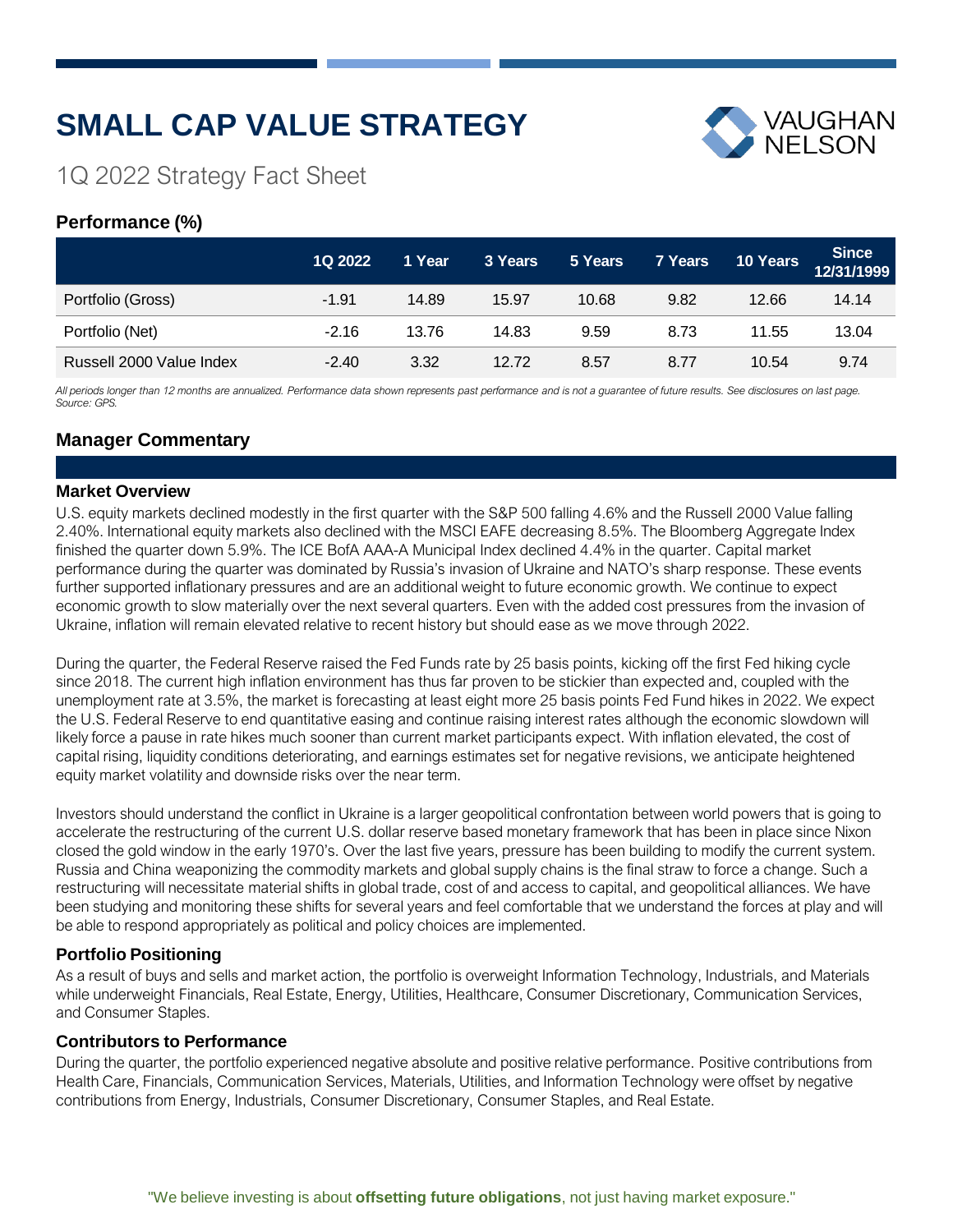# SMALL CAP VALUE STRATEGY

VAUGHAN NELSON

1Q 2022 Strategy Fact Sheet

## Performance (%)

| | 1Q 2022 | 1 Year | 3 Years | 5 Years | 7 Years | 10 Years | Since 12/31/1999 |
|---|---|---|---|---|---|---|---|
| Portfolio (Gross) | -1.91 | 14.89 | 15.97 | 10.68 | 9.82 | 12.66 | 14.14 |
| Portfolio (Net) | -2.16 | 13.76 | 14.83 | 9.59 | 8.73 | 11.55 | 13.04 |
| Russell 2000 Value Index | -2.40 | 3.32 | 12.72 | 8.57 | 8.77 | 10.54 | 9.74 |

*All periods longer than 12 months are annualized. Performance data shown represents past performance and is not a guarantee of future results. See disclosures on last page. Source: GPS.*

## Manager Commentary

### Market Overview

U.S. equity markets declined modestly in the first quarter with the S&P 500 falling 4.6% and the Russell 2000 Value falling 2.40%. International equity markets also declined with the MSCI EAFE decreasing 8.5%. The Bloomberg Aggregate Index finished the quarter down 5.9%. The ICE BofA AAA-A Municipal Index declined 4.4% in the quarter. Capital market performance during the quarter was dominated by Russia's invasion of Ukraine and NATO's sharp response. These events further supported inflationary pressures and are an additional weight to future economic growth. We continue to expect economic growth to slow materially over the next several quarters. Even with the added cost pressures from the invasion of Ukraine, inflation will remain elevated relative to recent history but should ease as we move through 2022.

During the quarter, the Federal Reserve raised the Fed Funds rate by 25 basis points, kicking off the first Fed hiking cycle since 2018. The current high inflation environment has thus far proven to be stickier than expected and, coupled with the unemployment rate at 3.5%, the market is forecasting at least eight more 25 basis points Fed Fund hikes in 2022. We expect the U.S. Federal Reserve to end quantitative easing and continue raising interest rates although the economic slowdown will likely force a pause in rate hikes much sooner than current market participants expect. With inflation elevated, the cost of capital rising, liquidity conditions deteriorating, and earnings estimates set for negative revisions, we anticipate heightened equity market volatility and downside risks over the near term.

Investors should understand the conflict in Ukraine is a larger geopolitical confrontation between world powers that is going to accelerate the restructuring of the current U.S. dollar reserve based monetary framework that has been in place since Nixon closed the gold window in the early 1970's. Over the last five years, pressure has been building to modify the current system. Russia and China weaponizing the commodity markets and global supply chains is the final straw to force a change. Such a restructuring will necessitate material shifts in global trade, cost of and access to capital, and geopolitical alliances. We have been studying and monitoring these shifts for several years and feel comfortable that we understand the forces at play and will be able to respond appropriately as political and policy choices are implemented.

### Portfolio Positioning

As a result of buys and sells and market action, the portfolio is overweight Information Technology, Industrials, and Materials while underweight Financials, Real Estate, Energy, Utilities, Healthcare, Consumer Discretionary, Communication Services, and Consumer Staples.

### Contributors to Performance

During the quarter, the portfolio experienced negative absolute and positive relative performance. Positive contributions from Health Care, Financials, Communication Services, Materials, Utilities, and Information Technology were offset by negative contributions from Energy, Industrials, Consumer Discretionary, Consumer Staples, and Real Estate.

"We believe investing is about **offsetting future obligations**, not just having market exposure."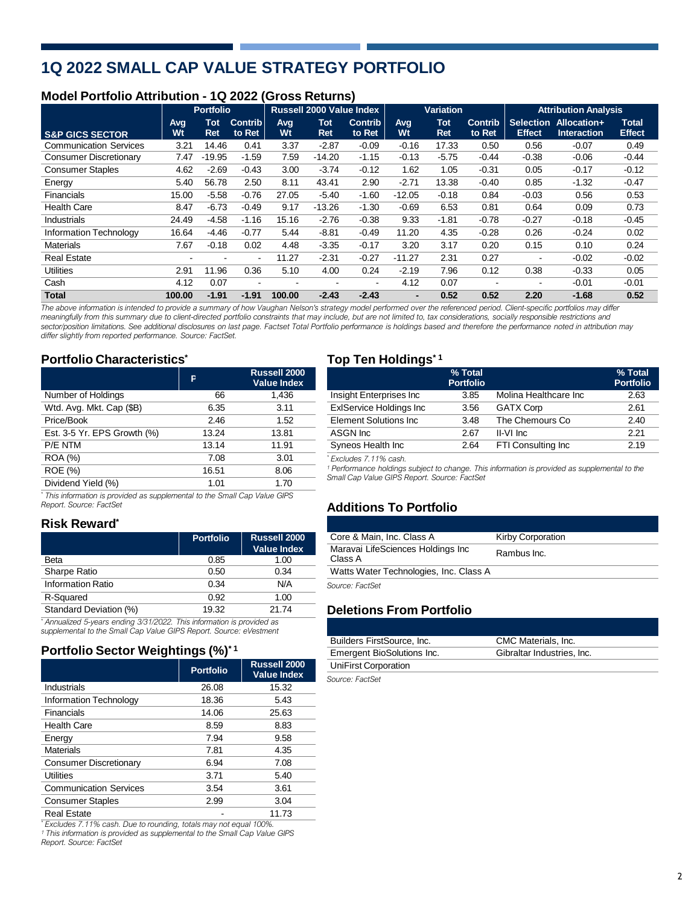# 1Q 2022 SMALL CAP VALUE STRATEGY PORTFOLIO

## Model Portfolio Attribution - 1Q 2022 (Gross Returns)

| | Portfolio | | | Russell 2000 Value Index | | | Variation | | | Attribution Analysis | | |
|---|---|---|---|---|---|---|---|---|---|---|---|---|
| S&P GICS SECTOR | Avg Wt | Tot Ret | Contrib to Ret | Avg Wt | Tot Ret | Contrib to Ret | Avg Wt | Tot Ret | Contrib to Ret | Selection Effect | Allocation+ Interaction | Total Effect |
| Communication Services | 3.21 | 14.46 | 0.41 | 3.37 | -2.87 | -0.09 | -0.16 | 17.33 | 0.50 | 0.56 | -0.07 | 0.49 |
| Consumer Discretionary | 7.47 | -19.95 | -1.59 | 7.59 | -14.20 | -1.15 | -0.13 | -5.75 | -0.44 | -0.38 | -0.06 | -0.44 |
| Consumer Staples | 4.62 | -2.69 | -0.43 | 3.00 | -3.74 | -0.12 | 1.62 | 1.05 | -0.31 | 0.05 | -0.17 | -0.12 |
| Energy | 5.40 | 56.78 | 2.50 | 8.11 | 43.41 | 2.90 | -2.71 | 13.38 | -0.40 | 0.85 | -1.32 | -0.47 |
| Financials | 15.00 | -5.58 | -0.76 | 27.05 | -5.40 | -1.60 | -12.05 | -0.18 | 0.84 | -0.03 | 0.56 | 0.53 |
| Health Care | 8.47 | -6.73 | -0.49 | 9.17 | -13.26 | -1.30 | -0.69 | 6.53 | 0.81 | 0.64 | 0.09 | 0.73 |
| Industrials | 24.49 | -4.58 | -1.16 | 15.16 | -2.76 | -0.38 | 9.33 | -1.81 | -0.78 | -0.27 | -0.18 | -0.45 |
| Information Technology | 16.64 | -4.46 | -0.77 | 5.44 | -8.81 | -0.49 | 11.20 | 4.35 | -0.28 | 0.26 | -0.24 | 0.02 |
| Materials | 7.67 | -0.18 | 0.02 | 4.48 | -3.35 | -0.17 | 3.20 | 3.17 | 0.20 | 0.15 | 0.10 | 0.24 |
| Real Estate | - | - | - | 11.27 | -2.31 | -0.27 | -11.27 | 2.31 | 0.27 | - | -0.02 | -0.02 |
| Utilities | 2.91 | 11.96 | 0.36 | 5.10 | 4.00 | 0.24 | -2.19 | 7.96 | 0.12 | 0.38 | -0.33 | 0.05 |
| Cash | 4.12 | 0.07 | - | - | - | - | 4.12 | 0.07 | - | - | -0.01 | -0.01 |
| **Total** | **100.00** | **-1.91** | **-1.91** | **100.00** | **-2.43** | **-2.43** | **-** | **0.52** | **0.52** | **2.20** | **-1.68** | **0.52** |

*The above information is intended to provide a summary of how Vaughan Nelson's strategy model performed over the referenced period. Client-specific portfolios may differ meaningfully from this summary due to client-directed portfolio constraints that may include, but are not limited to, tax considerations, socially responsible restrictions and sector/position limitations. See additional disclosures on last page. Factset Total Portfolio performance is holdings based and therefore the performance noted in attribution may differ slightly from reported performance. Source: FactSet.*

## Portfolio Characteristics*

| | P | Russell 2000 Value Index |
|---|---|---|
| Number of Holdings | 66 | 1,436 |
| Wtd. Avg. Mkt. Cap ($B) | 6.35 | 3.11 |
| Price/Book | 2.46 | 1.52 |
| Est. 3-5 Yr. EPS Growth (%) | 13.24 | 13.81 |
| P/E NTM | 13.14 | 11.91 |
| ROA (%) | 7.08 | 3.01 |
| ROE (%) | 16.51 | 8.06 |
| Dividend Yield (%) | 1.01 | 1.70 |

*This information is provided as supplemental to the Small Cap Value GIPS Report. Source: FactSet*

## Risk Reward*

| | Portfolio | Russell 2000 Value Index |
|---|---|---|
| Beta | 0.85 | 1.00 |
| Sharpe Ratio | 0.50 | 0.34 |
| Information Ratio | 0.34 | N/A |
| R-Squared | 0.92 | 1.00 |
| Standard Deviation (%) | 19.32 | 21.74 |

*Annualized 5-years ending 3/31/2022. This information is provided as supplemental to the Small Cap Value GIPS Report. Source: eVestment*

## Portfolio Sector Weightings (%)*[1]

| | Portfolio | Russell 2000 Value Index |
|---|---|---|
| Industrials | 26.08 | 15.32 |
| Information Technology | 18.36 | 5.43 |
| Financials | 14.06 | 25.63 |
| Health Care | 8.59 | 8.83 |
| Energy | 7.94 | 9.58 |
| Materials | 7.81 | 4.35 |
| Consumer Discretionary | 6.94 | 7.08 |
| Utilities | 3.71 | 5.40 |
| Communication Services | 3.54 | 3.61 |
| Consumer Staples | 2.99 | 3.04 |
| Real Estate | - | 11.73 |

*Excludes 7.11% cash. Due to rounding, totals may not equal 100%.
[1] This information is provided as supplemental to the Small Cap Value GIPS Report. Source: FactSet*

## Top Ten Holdings*[1]

| | % Total Portfolio | | % Total Portfolio |
|---|---|---|---|
| Insight Enterprises Inc | 3.85 | Molina Healthcare Inc | 2.63 |
| ExlService Holdings Inc | 3.56 | GATX Corp | 2.61 |
| Element Solutions Inc | 3.48 | The Chemours Co | 2.40 |
| ASGN Inc | 2.67 | II-VI Inc | 2.21 |
| Syneos Health Inc | 2.64 | FTI Consulting Inc | 2.19 |

*Excludes 7.11% cash.
[1] Performance holdings subject to change. This information is provided as supplemental to the Small Cap Value GIPS Report. Source: FactSet*

## Additions To Portfolio

| | |
|---|---|
| Core & Main, Inc. Class A | Kirby Corporation |
| Maravai LifeSciences Holdings Inc Class A | Rambus Inc. |
| Watts Water Technologies, Inc. Class A | |

*Source: FactSet*

## Deletions From Portfolio

| | |
|---|---|
| Builders FirstSource, Inc. | CMC Materials, Inc. |
| Emergent BioSolutions Inc. | Gibraltar Industries, Inc. |
| UniFirst Corporation | |

*Source: FactSet*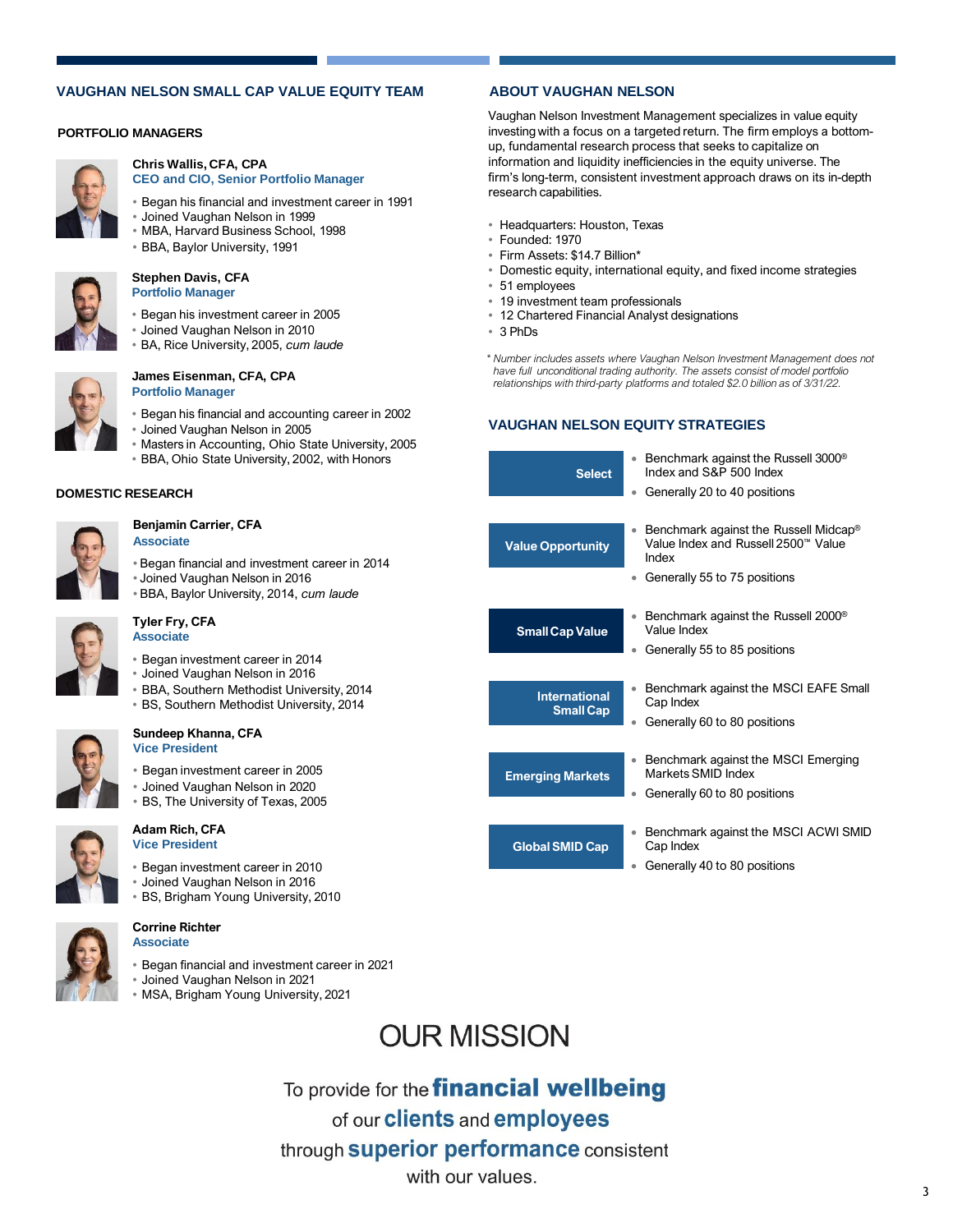## VAUGHAN NELSON SMALL CAP VALUE EQUITY TEAM

### PORTFOLIO MANAGERS

**Chris Wallis, CFA, CPA**
**CEO and CIO, Senior Portfolio Manager**

- Began his financial and investment career in 1991
- Joined Vaughan Nelson in 1999
- MBA, Harvard Business School, 1998
- BBA, Baylor University, 1991

**Stephen Davis, CFA**
**Portfolio Manager**

- Began his investment career in 2005
- Joined Vaughan Nelson in 2010
- BA, Rice University, 2005, *cum laude*

**James Eisenman, CFA, CPA**
**Portfolio Manager**

- Began his financial and accounting career in 2002
- Joined Vaughan Nelson in 2005
- Masters in Accounting, Ohio State University, 2005
- BBA, Ohio State University, 2002, with Honors

### DOMESTIC RESEARCH

**Benjamin Carrier, CFA**
**Associate**

- Began financial and investment career in 2014
- Joined Vaughan Nelson in 2016
- BBA, Baylor University, 2014, *cum laude*

**Tyler Fry, CFA**
**Associate**

- Began investment career in 2014
- Joined Vaughan Nelson in 2016
- BBA, Southern Methodist University, 2014
- BS, Southern Methodist University, 2014

**Sundeep Khanna, CFA**
**Vice President**

- Began investment career in 2005
- Joined Vaughan Nelson in 2020
- BS, The University of Texas, 2005

**Adam Rich, CFA**
**Vice President**

- Began investment career in 2010
- Joined Vaughan Nelson in 2016
- BS, Brigham Young University, 2010

**Corrine Richter**
**Associate**

- Began financial and investment career in 2021
- Joined Vaughan Nelson in 2021
- MSA, Brigham Young University, 2021

## ABOUT VAUGHAN NELSON

Vaughan Nelson Investment Management specializes in value equity investing with a focus on a targeted return. The firm employs a bottom-up, fundamental research process that seeks to capitalize on information and liquidity inefficiencies in the equity universe. The firm's long-term, consistent investment approach draws on its in-depth research capabilities.

- Headquarters: Houston, Texas
- Founded: 1970
- Firm Assets: $14.7 Billion*
- Domestic equity, international equity, and fixed income strategies
- 51 employees
- 19 investment team professionals
- 12 Chartered Financial Analyst designations
- 3 PhDs

*\* Number includes assets where Vaughan Nelson Investment Management does not have full unconditional trading authority. The assets consist of model portfolio relationships with third-party platforms and totaled $2.0 billion as of 3/31/22.*

## VAUGHAN NELSON EQUITY STRATEGIES

**Select**
- Benchmark against the Russell 3000® Index and S&P 500 Index
- Generally 20 to 40 positions

**Value Opportunity**
- Benchmark against the Russell Midcap® Value Index and Russell 2500™ Value Index
- Generally 55 to 75 positions

**Small Cap Value**
- Benchmark against the Russell 2000® Value Index
- Generally 55 to 85 positions

**International Small Cap**
- Benchmark against the MSCI EAFE Small Cap Index
- Generally 60 to 80 positions

**Emerging Markets**
- Benchmark against the MSCI Emerging Markets SMID Index
- Generally 60 to 80 positions

**Global SMID Cap**
- Benchmark against the MSCI ACWI SMID Cap Index
- Generally 40 to 80 positions

# OUR MISSION

To provide for the **financial wellbeing** of our **clients** and **employees** through **superior performance** consistent with our values.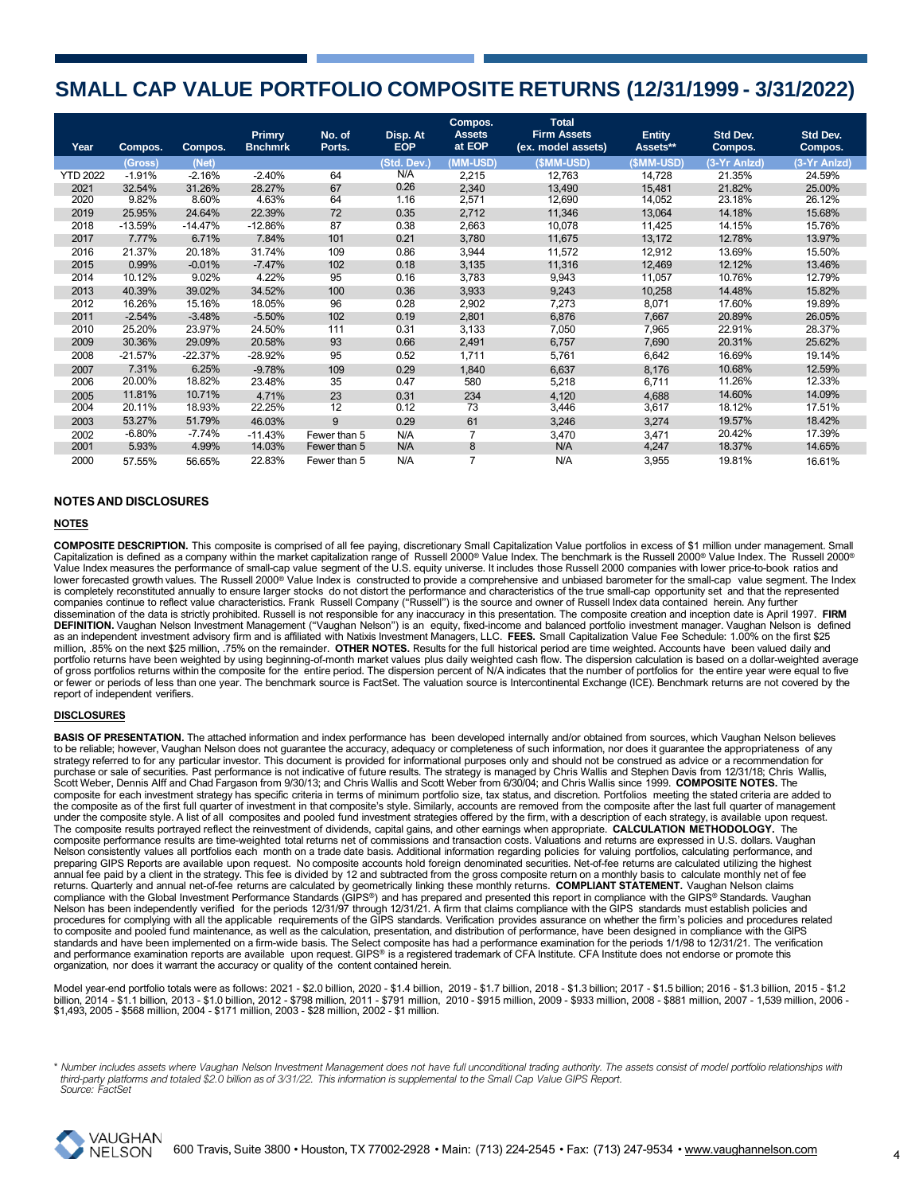# SMALL CAP VALUE PORTFOLIO COMPOSITE RETURNS (12/31/1999 - 3/31/2022)

| Year | Compos. (Gross) | Compos. (Net) | Primry Bnchmrk | No. of Ports. | Disp. At EOP (Std. Dev.) | Compos. Assets at EOP (MM-USD) | Total Firm Assets (ex. model assets) ($MM-USD) | Entity Assets** ($MM-USD) | Std Dev. Compos. (3-Yr Anlzd) | Std Dev. Compos. (3-Yr Anlzd) |
|---|---|---|---|---|---|---|---|---|---|---|
| YTD 2022 | -1.91% | -2.16% | -2.40% | 64 | N/A | 2,215 | 12,763 | 14,728 | 21.35% | 24.59% |
| 2021 | 32.54% | 31.26% | 28.27% | 67 | 0.26 | 2,340 | 13,490 | 15,481 | 21.82% | 25.00% |
| 2020 | 9.82% | 8.60% | 4.63% | 64 | 1.16 | 2,571 | 12,690 | 14,052 | 23.18% | 26.12% |
| 2019 | 25.95% | 24.64% | 22.39% | 72 | 0.35 | 2,712 | 11,346 | 13,064 | 14.18% | 15.68% |
| 2018 | -13.59% | -14.47% | -12.86% | 87 | 0.38 | 2,663 | 10,078 | 11,425 | 14.15% | 15.76% |
| 2017 | 7.77% | 6.71% | 7.84% | 101 | 0.21 | 3,780 | 11,675 | 13,172 | 12.78% | 13.97% |
| 2016 | 21.37% | 20.18% | 31.74% | 109 | 0.86 | 3,944 | 11,572 | 12,912 | 13.69% | 15.50% |
| 2015 | 0.99% | -0.01% | -7.47% | 102 | 0.18 | 3,135 | 11,316 | 12,469 | 12.12% | 13.46% |
| 2014 | 10.12% | 9.02% | 4.22% | 95 | 0.16 | 3,783 | 9,943 | 11,057 | 10.76% | 12.79% |
| 2013 | 40.39% | 39.02% | 34.52% | 100 | 0.36 | 3,933 | 9,243 | 10,258 | 14.48% | 15.82% |
| 2012 | 16.26% | 15.16% | 18.05% | 96 | 0.28 | 2,902 | 7,273 | 8,071 | 17.60% | 19.89% |
| 2011 | -2.54% | -3.48% | -5.50% | 102 | 0.19 | 2,801 | 6,876 | 7,667 | 20.89% | 26.05% |
| 2010 | 25.20% | 23.97% | 24.50% | 111 | 0.31 | 3,133 | 7,050 | 7,965 | 22.91% | 28.37% |
| 2009 | 30.36% | 29.09% | 20.58% | 93 | 0.66 | 2,491 | 6,757 | 7,690 | 20.31% | 25.62% |
| 2008 | -21.57% | -22.37% | -28.92% | 95 | 0.52 | 1,711 | 5,761 | 6,642 | 16.69% | 19.14% |
| 2007 | 7.31% | 6.25% | -9.78% | 109 | 0.29 | 1,840 | 6,637 | 8,176 | 10.68% | 12.59% |
| 2006 | 20.00% | 18.82% | 23.48% | 35 | 0.47 | 580 | 5,218 | 6,711 | 11.26% | 12.33% |
| 2005 | 11.81% | 10.71% | 4.71% | 23 | 0.31 | 234 | 4,120 | 4,688 | 14.60% | 14.09% |
| 2004 | 20.11% | 18.93% | 22.25% | 12 | 0.12 | 73 | 3,446 | 3,617 | 18.12% | 17.51% |
| 2003 | 53.27% | 51.79% | 46.03% | 9 | 0.29 | 61 | 3,246 | 3,274 | 19.57% | 18.42% |
| 2002 | -6.80% | -7.74% | -11.43% | Fewer than 5 | N/A | 7 | 3,470 | 3,471 | 20.42% | 17.39% |
| 2001 | 5.93% | 4.99% | 14.03% | Fewer than 5 | N/A | 8 | N/A | 4,247 | 18.37% | 14.65% |
| 2000 | 57.55% | 56.65% | 22.83% | Fewer than 5 | N/A | 7 | N/A | 3,955 | 19.81% | 16.61% |

## NOTES AND DISCLOSURES

### NOTES

**COMPOSITE DESCRIPTION.** This composite is comprised of all fee paying, discretionary Small Capitalization Value portfolios in excess of $1 million under management. Small Capitalization is defined as a company within the market capitalization range of Russell 2000® Value Index. The benchmark is the Russell 2000® Value Index. The Russell 2000® Value Index measures the performance of small-cap value segment of the U.S. equity universe. It includes those Russell 2000 companies with lower price-to-book ratios and lower forecasted growth values. The Russell 2000® Value Index is constructed to provide a comprehensive and unbiased barometer for the small-cap value segment. The Index is completely reconstituted annually to ensure larger stocks do not distort the performance and characteristics of the true small-cap opportunity set and that the represented companies continue to reflect value characteristics. Frank Russell Company ("Russell") is the source and owner of Russell Index data contained herein. Any further dissemination of the data is strictly prohibited. Russell is not responsible for any inaccuracy in this presentation. The composite creation and inception date is April 1997. **FIRM DEFINITION.** Vaughan Nelson Investment Management ("Vaughan Nelson") is an equity, fixed-income and balanced portfolio investment manager. Vaughan Nelson is defined as an independent investment advisory firm and is affiliated with Natixis Investment Managers, LLC. **FEES.** Small Capitalization Value Fee Schedule: 1.00% on the first $25 million, .85% on the next $25 million, .75% on the remainder. **OTHER NOTES.** Results for the full historical period are time weighted. Accounts have been valued daily and portfolio returns have been weighted by using beginning-of-month market values plus daily weighted cash flow. The dispersion calculation is based on a dollar-weighted average of gross portfolios returns within the composite for the entire period. The dispersion percent of N/A indicates that the number of portfolios for the entire year were equal to five or fewer or periods of less than one year. The benchmark source is FactSet. The valuation source is Intercontinental Exchange (ICE). Benchmark returns are not covered by the report of independent verifiers.

### DISCLOSURES

**BASIS OF PRESENTATION.** The attached information and index performance has been developed internally and/or obtained from sources, which Vaughan Nelson believes to be reliable; however, Vaughan Nelson does not guarantee the accuracy, adequacy or completeness of such information, nor does it guarantee the appropriateness of any strategy referred to for any particular investor. This document is provided for informational purposes only and should not be construed as advice or a recommendation for purchase or sale of securities. Past performance is not indicative of future results. The strategy is managed by Chris Wallis and Stephen Davis from 12/31/18; Chris Wallis, Scott Weber, Dennis Alff and Chad Fargason from 9/30/13; and Chris Wallis and Scott Weber from 6/30/04; and Chris Wallis since 1999. **COMPOSITE NOTES.** The composite for each investment strategy has specific criteria in terms of minimum portfolio size, tax status, and discretion. Portfolios meeting the stated criteria are added to the composite as of the first full quarter of investment in that composite's style. Similarly, accounts are removed from the composite after the last full quarter of management under the composite style. A list of all composites and pooled fund investment strategies offered by the firm, with a description of each strategy, is available upon request. The composite results portrayed reflect the reinvestment of dividends, capital gains, and other earnings when appropriate. **CALCULATION METHODOLOGY.** The composite performance results are time-weighted total returns net of commissions and transaction costs. Valuations and returns are expressed in U.S. dollars. Vaughan Nelson consistently values all portfolios each month on a trade date basis. Additional information regarding policies for valuing portfolios, calculating performance, and preparing GIPS Reports are available upon request. No composite accounts hold foreign denominated securities. Net-of-fee returns are calculated utilizing the highest annual fee paid by a client in the strategy. This fee is divided by 12 and subtracted from the gross composite return on a monthly basis to calculate monthly net of fee returns. Quarterly and annual net-of-fee returns are calculated by geometrically linking these monthly returns. **COMPLIANT STATEMENT.** Vaughan Nelson claims compliance with the Global Investment Performance Standards (GIPS®) and has prepared and presented this report in compliance with the GIPS® Standards. Vaughan Nelson has been independently verified for the periods 12/31/97 through 12/31/21. A firm that claims compliance with the GIPS standards must establish policies and procedures for complying with all the applicable requirements of the GIPS standards. Verification provides assurance on whether the firm's policies and procedures related to composite and pooled fund maintenance, as well as the calculation, presentation, and distribution of performance, have been designed in compliance with the GIPS standards and have been implemented on a firm-wide basis. The Select composite has had a performance examination for the periods 1/1/98 to 12/31/21. The verification and performance examination reports are available upon request. GIPS® is a registered trademark of CFA Institute. CFA Institute does not endorse or promote this organization, nor does it warrant the accuracy or quality of the content contained herein.

Model year-end portfolio totals were as follows: 2021 - $2.0 billion, 2020 - $1.4 billion, 2019 - $1.7 billion, 2018 - $1.3 billion; 2017 - $1.5 billion; 2016 - $1.3 billion, 2015 - $1.2 billion, 2014 - $1.1 billion, 2013 - $1.0 billion, 2012 - $798 million, 2011 - $791 million, 2010 - $915 million, 2009 - $933 million, 2008 - $881 million, 2007 - 1,539 million, 2006 - $1,493, 2005 - $568 million, 2004 - $171 million, 2003 - $28 million, 2002 - $1 million.

*\* Number includes assets where Vaughan Nelson Investment Management does not have full unconditional trading authority. The assets consist of model portfolio relationships with third-party platforms and totaled $2.0 billion as of 3/31/22. This information is supplemental to the Small Cap Value GIPS Report.*
*Source: FactSet*

VAUGHAN NELSON 600 Travis, Suite 3800 • Houston, TX 77002-2928 • Main: (713) 224-2545 • Fax: (713) 247-9534 • www.vaughannelson.com